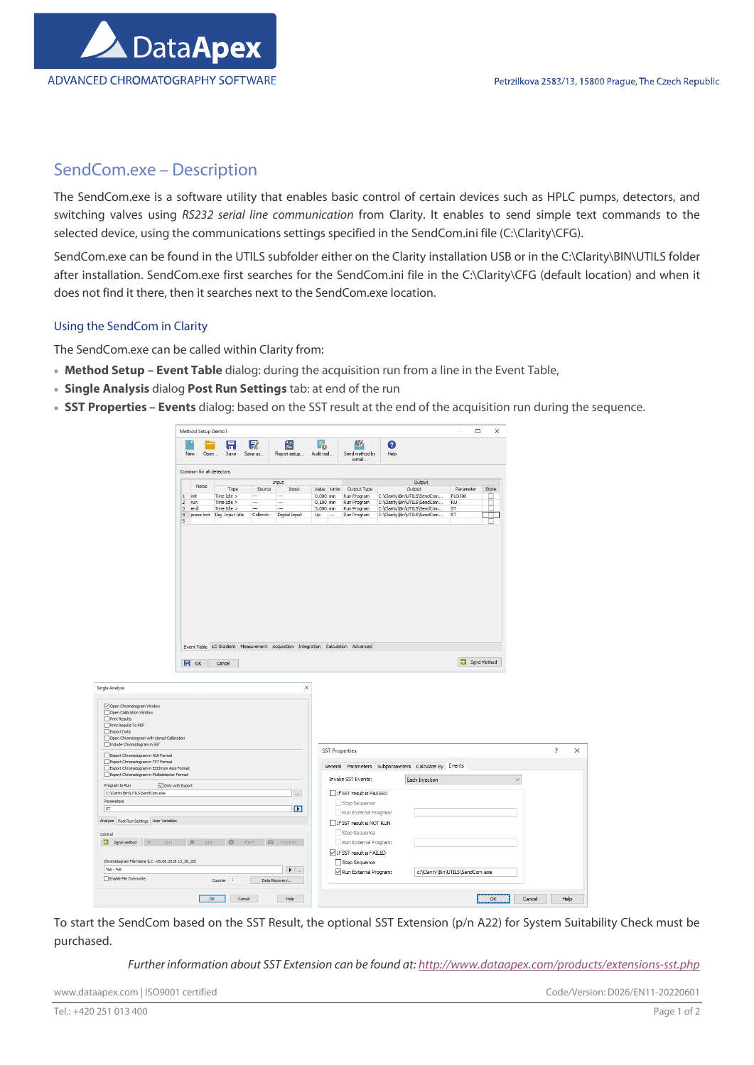## SendCom.exe – Description

The SendCom.exe is a software utility that enables basic control of certain devices such as HPLC pumps, detectors, and switching valves using *RS232 serial line communication* from Clarity. It enables to send simple text commands to the selected device, using the communications settings specified in the SendCom.ini file (C:\Clarity\CFG).

SendCom.exe can be found in the UTILS subfolder either on the Clarity installation USB or in the C:\Clarity\BIN\UTILS folder after installation. SendCom.exe first searches for the SendCom.ini file in the C:\Clarity\CFG (default location) and when it does not find it there, then it searches next to the SendCom.exe location.

### Using the SendCom in Clarity

The SendCom.exe can be called within Clarity from:

- **Method Setup – Event Table** dialog: during the acquisition run from a line in the Event Table,
- **Single Analysis** dialog **Post Run Settings** tab: at end of the run
- **SST Properties – Events** dialog: based on the SST result at the end of the acquisition run during the sequence.

To start the SendCom based on the SST Result, the optional SST Extension (p/n A22) for System Suitability Check must be purchased.

*Further information about SST Extension can be found at: http://www.dataapex.com/products/extensions-sst.php*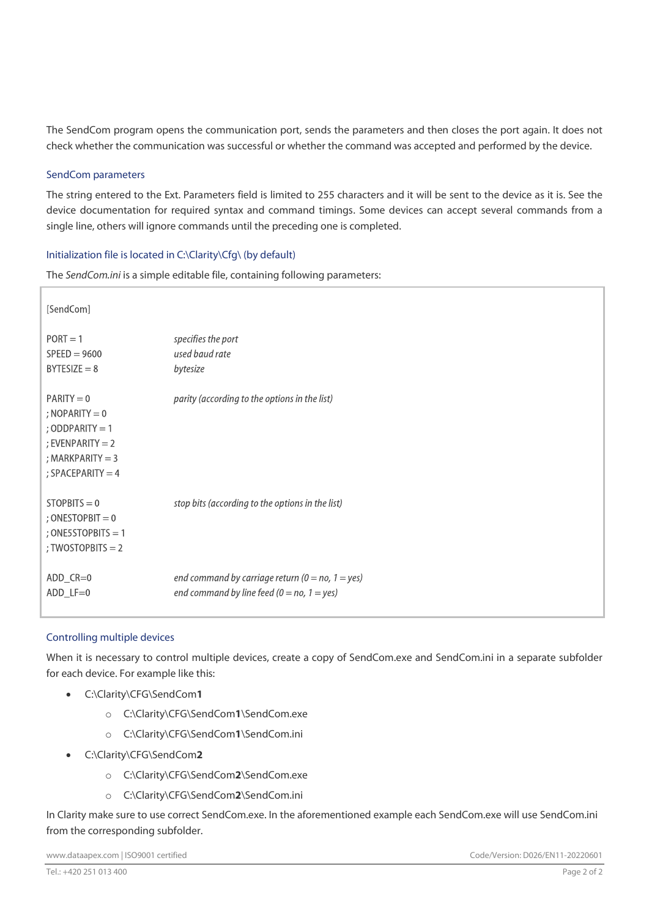The SendCom program opens the communication port, sends the parameters and then closes the port again. It does not check whether the communication was successful or whether the command was accepted and performed by the device.

## SendCom parameters

The string entered to the Ext. Parameters field is limited to 255 characters and it will be sent to the device as it is. See the device documentation for required syntax and command timings. Some devices can accept several commands from a single line, others will ignore commands until the preceding one is completed.

## Initialization file is located in C:\Clarity\Cfg\ (by default)

The *SendCom.ini* is a simple editable file, containing following parameters:

```
[SendCom]

PORT = 1                specifies the port
SPEED = 9600            used baud rate
BYTESIZE = 8            bytesize

PARITY = 0              parity (according to the options in the list)
; NOPARITY = 0
; ODDPARITY = 1
; EVENPARITY = 2
; MARKPARITY = 3
; SPACEPARITY = 4

STOPBITS = 0            stop bits (according to the options in the list)
; ONESTOPBIT = 0
; ONE5STOPBITS = 1
; TWOSTOPBITS = 2

ADD_CR=0                end command by carriage return (0 = no, 1 = yes)
ADD_LF=0                end command by line feed (0 = no, 1 = yes)
```

## Controlling multiple devices

When it is necessary to control multiple devices, create a copy of SendCom.exe and SendCom.ini in a separate subfolder for each device. For example like this:

- C:\Clarity\CFG\SendCom**1**
  - C:\Clarity\CFG\SendCom**1**\SendCom.exe
  - C:\Clarity\CFG\SendCom**1**\SendCom.ini
- C:\Clarity\CFG\SendCom**2**
  - C:\Clarity\CFG\SendCom**2**\SendCom.exe
  - C:\Clarity\CFG\SendCom**2**\SendCom.ini

In Clarity make sure to use correct SendCom.exe. In the aforementioned example each SendCom.exe will use SendCom.ini from the corresponding subfolder.